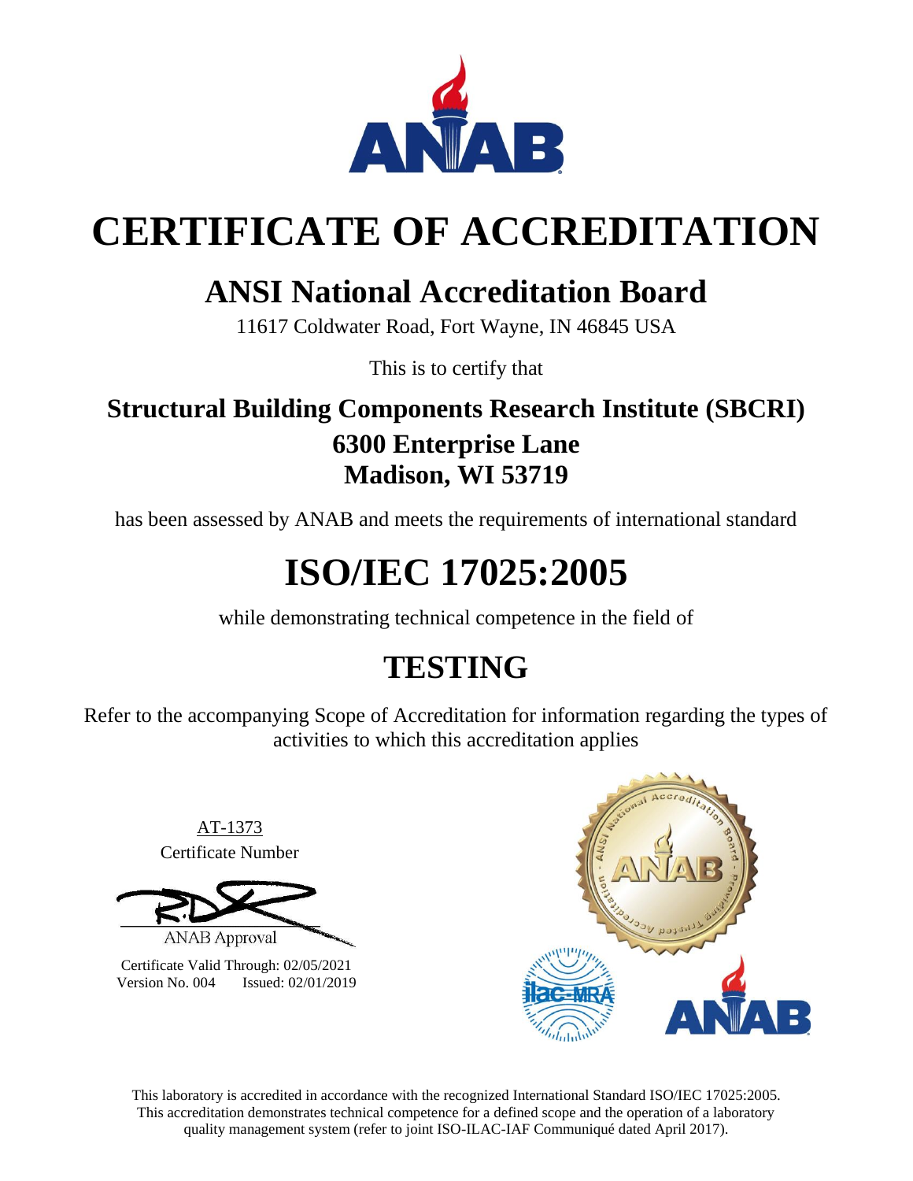# CERTIFICATE OF ACCREDITATION

## ANSI National Accreditation Board

11617 Coldwater Road, Fort Wayne, IN 46845 USA

This is to certify that

**Structural Building Components Research Institute (SBCRI)**
**6300 Enterprise Lane**
**Madison, WI 53719**

has been assessed by ANAB and meets the requirements of international standard

# ISO/IEC 17025:2005

while demonstrating technical competence in the field of

# TESTING

Refer to the accompanying Scope of Accreditation for information regarding the types of activities to which this accreditation applies

AT-1373
Certificate Number

ANAB Approval

Certificate Valid Through: 02/05/2021
Version No. 004    Issued: 02/01/2019

This laboratory is accredited in accordance with the recognized International Standard ISO/IEC 17025:2005. This accreditation demonstrates technical competence for a defined scope and the operation of a laboratory quality management system (refer to joint ISO-ILAC-IAF Communiqué dated April 2017).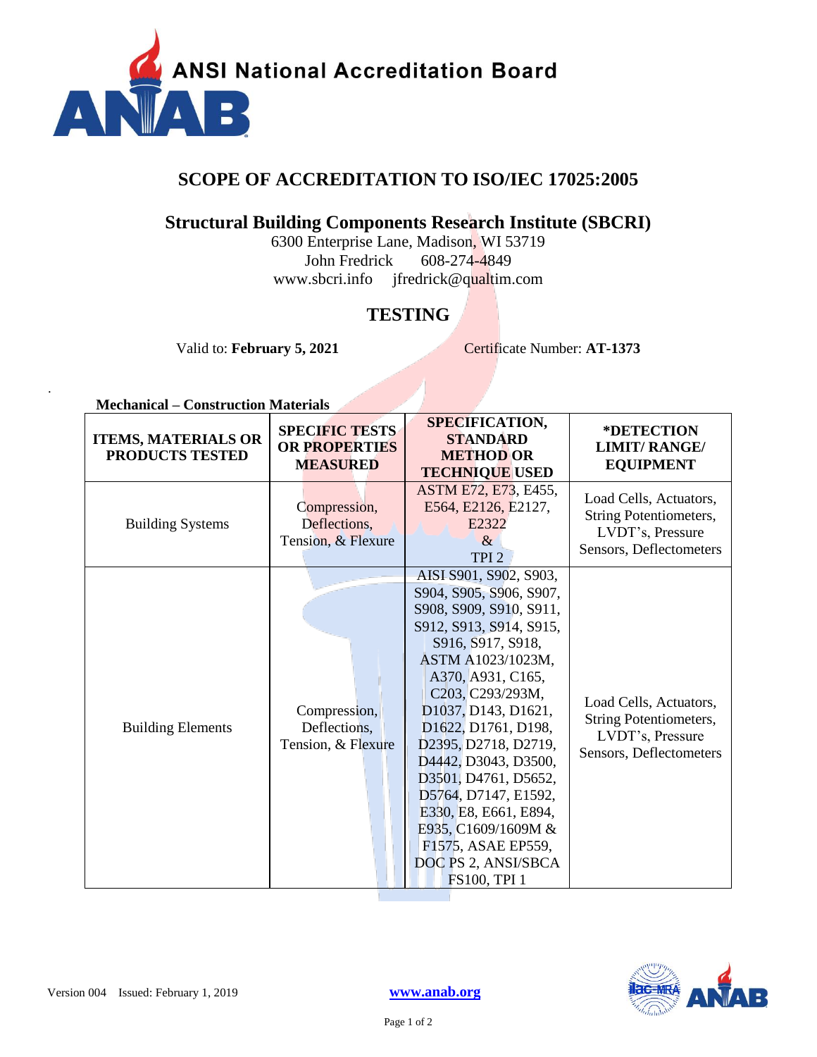ANSI National Accreditation Board

# SCOPE OF ACCREDITATION TO ISO/IEC 17025:2005

## Structural Building Components Research Institute (SBCRI)

6300 Enterprise Lane, Madison, WI 53719
John Fredrick 608-274-4849
www.sbcri.info jfredrick@qualtim.com

## TESTING

Valid to: **February 5, 2021** Certificate Number: **AT-1373**

**Mechanical – Construction Materials**

| ITEMS, MATERIALS OR PRODUCTS TESTED | SPECIFIC TESTS OR PROPERTIES MEASURED | SPECIFICATION, STANDARD METHOD OR TECHNIQUE USED | *DETECTION LIMIT/ RANGE/ EQUIPMENT |
|---|---|---|---|
| Building Systems | Compression, Deflections, Tension, & Flexure | ASTM E72, E73, E455, E564, E2126, E2127, E2322 & TPI 2 | Load Cells, Actuators, String Potentiometers, LVDT's, Pressure Sensors, Deflectometers |
| Building Elements | Compression, Deflections, Tension, & Flexure | AISI S901, S902, S903, S904, S905, S906, S907, S908, S909, S910, S911, S912, S913, S914, S915, S916, S917, S918, ASTM A1023/1023M, A370, A931, C165, C203, C293/293M, D1037, D143, D1621, D1622, D1761, D198, D2395, D2718, D2719, D4442, D3043, D3500, D3501, D4761, D5652, D5764, D7147, E1592, E330, E8, E661, E894, E935, C1609/1609M & F1575, ASAE EP559, DOC PS 2, ANSI/SBCA FS100, TPI 1 | Load Cells, Actuators, String Potentiometers, LVDT's, Pressure Sensors, Deflectometers |

Version 004 Issued: February 1, 2019 www.anab.org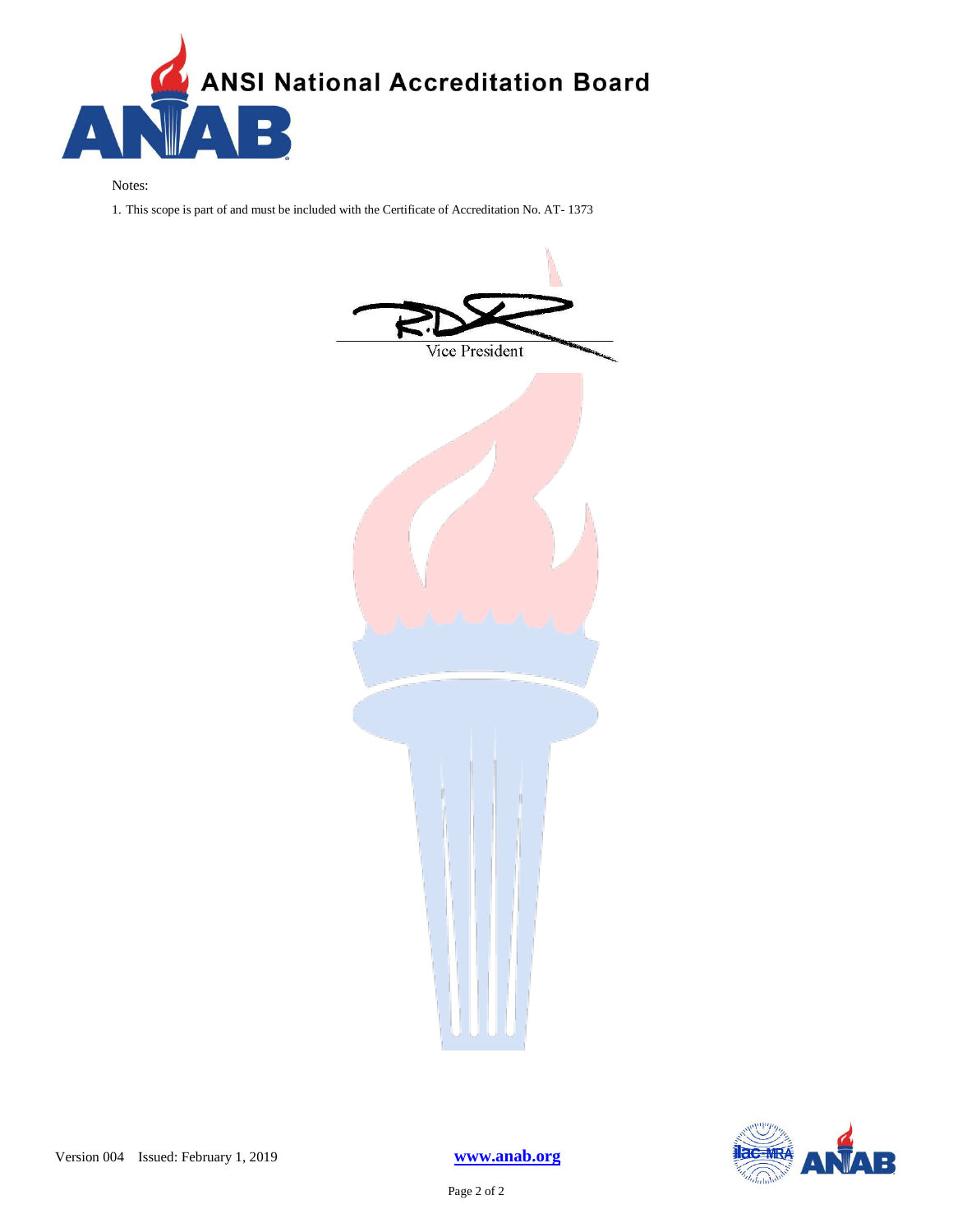ANSI National Accreditation Board

Notes:

1. This scope is part of and must be included with the Certificate of Accreditation No. AT- 1373

Vice President

Version 004 Issued: February 1, 2019

www.anab.org